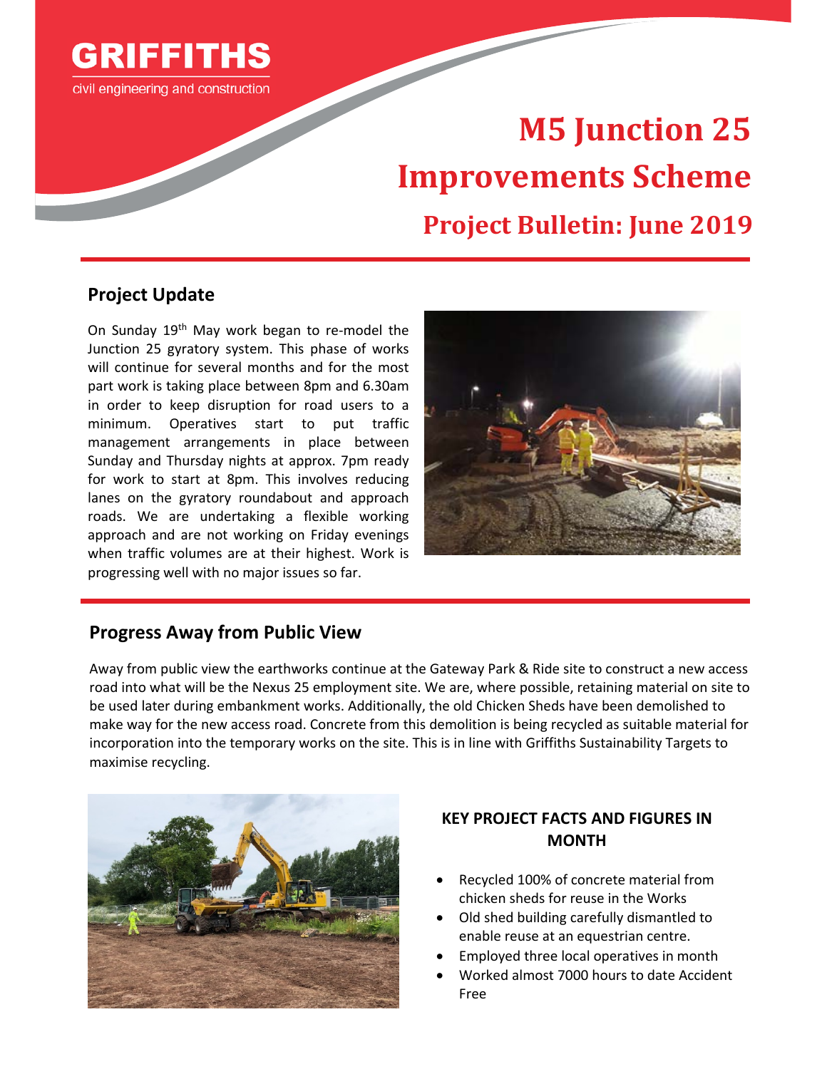GRIFFITHS

civil engineering and construction

# M5 Junction 25 Improvements Scheme

## Project Bulletin: June 2019

## Project Update

On Sunday 19th May work began to re-model the Junction 25 gyratory system. This phase of works will continue for several months and for the most part work is taking place between 8pm and 6.30am in order to keep disruption for road users to a minimum. Operatives start to put traffic management arrangements in place between Sunday and Thursday nights at approx. 7pm ready for work to start at 8pm. This involves reducing lanes on the gyratory roundabout and approach roads. We are undertaking a flexible working approach and are not working on Friday evenings when traffic volumes are at their highest. Work is progressing well with no major issues so far.

## Progress Away from Public View

Away from public view the earthworks continue at the Gateway Park & Ride site to construct a new access road into what will be the Nexus 25 employment site. We are, where possible, retaining material on site to be used later during embankment works. Additionally, the old Chicken Sheds have been demolished to make way for the new access road. Concrete from this demolition is being recycled as suitable material for incorporation into the temporary works on the site. This is in line with Griffiths Sustainability Targets to maximise recycling.

### KEY PROJECT FACTS AND FIGURES IN MONTH

- Recycled 100% of concrete material from chicken sheds for reuse in the Works
- Old shed building carefully dismantled to enable reuse at an equestrian centre.
- Employed three local operatives in month
- Worked almost 7000 hours to date Accident Free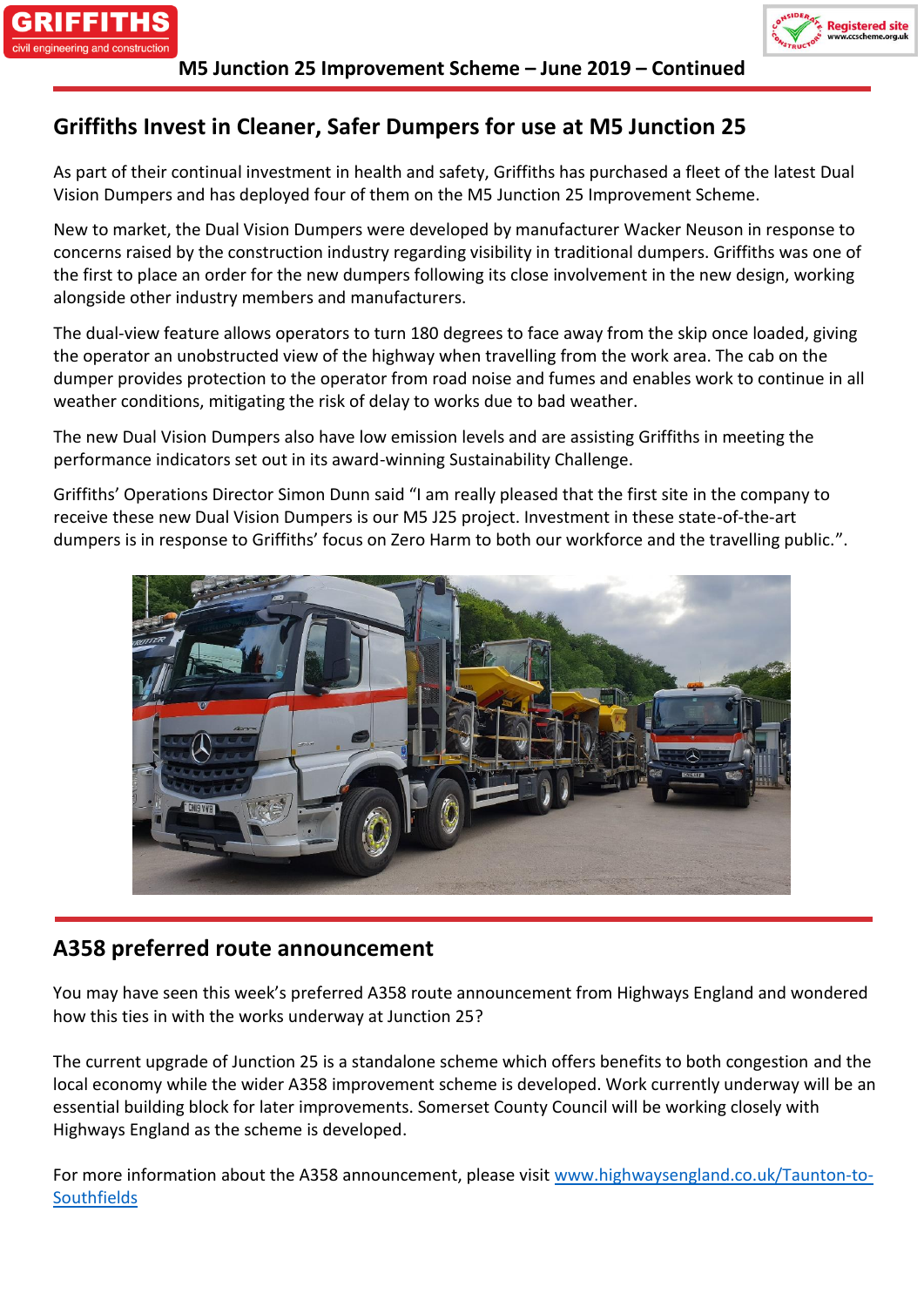## Griffiths Invest in Cleaner, Safer Dumpers for use at M5 Junction 25

As part of their continual investment in health and safety, Griffiths has purchased a fleet of the latest Dual Vision Dumpers and has deployed four of them on the M5 Junction 25 Improvement Scheme.

New to market, the Dual Vision Dumpers were developed by manufacturer Wacker Neuson in response to concerns raised by the construction industry regarding visibility in traditional dumpers. Griffiths was one of the first to place an order for the new dumpers following its close involvement in the new design, working alongside other industry members and manufacturers.

The dual-view feature allows operators to turn 180 degrees to face away from the skip once loaded, giving the operator an unobstructed view of the highway when travelling from the work area. The cab on the dumper provides protection to the operator from road noise and fumes and enables work to continue in all weather conditions, mitigating the risk of delay to works due to bad weather.

The new Dual Vision Dumpers also have low emission levels and are assisting Griffiths in meeting the performance indicators set out in its award-winning Sustainability Challenge.

Griffiths' Operations Director Simon Dunn said "I am really pleased that the first site in the company to receive these new Dual Vision Dumpers is our M5 J25 project. Investment in these state-of-the-art dumpers is in response to Griffiths' focus on Zero Harm to both our workforce and the travelling public.".

## A358 preferred route announcement

You may have seen this week's preferred A358 route announcement from Highways England and wondered how this ties in with the works underway at Junction 25?

The current upgrade of Junction 25 is a standalone scheme which offers benefits to both congestion and the local economy while the wider A358 improvement scheme is developed. Work currently underway will be an essential building block for later improvements. Somerset County Council will be working closely with Highways England as the scheme is developed.

For more information about the A358 announcement, please visit www.highwaysengland.co.uk/Taunton-to-Southfields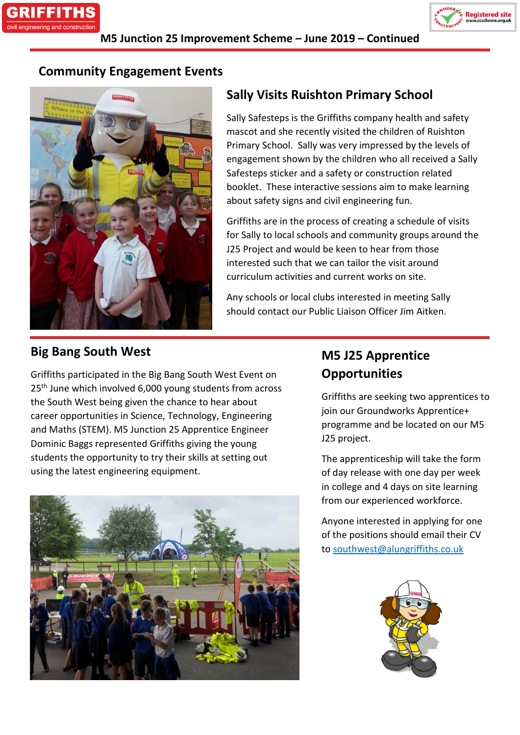# M5 Junction 25 Improvement Scheme – June 2019 – Continued

## Community Engagement Events

### Sally Visits Ruishton Primary School

Sally Safesteps is the Griffiths company health and safety mascot and she recently visited the children of Ruishton Primary School. Sally was very impressed by the levels of engagement shown by the children who all received a Sally Safesteps sticker and a safety or construction related booklet. These interactive sessions aim to make learning about safety signs and civil engineering fun.

Griffiths are in the process of creating a schedule of visits for Sally to local schools and community groups around the J25 Project and would be keen to hear from those interested such that we can tailor the visit around curriculum activities and current works on site.

Any schools or local clubs interested in meeting Sally should contact our Public Liaison Officer Jim Aitken.

## Big Bang South West

Griffiths participated in the Big Bang South West Event on 25th June which involved 6,000 young students from across the South West being given the chance to hear about career opportunities in Science, Technology, Engineering and Maths (STEM). M5 Junction 25 Apprentice Engineer Dominic Baggs represented Griffiths giving the young students the opportunity to try their skills at setting out using the latest engineering equipment.

## M5 J25 Apprentice Opportunities

Griffiths are seeking two apprentices to join our Groundworks Apprentice+ programme and be located on our M5 J25 project.

The apprenticeship will take the form of day release with one day per week in college and 4 days on site learning from our experienced workforce.

Anyone interested in applying for one of the positions should email their CV to southwest@alungriffiths.co.uk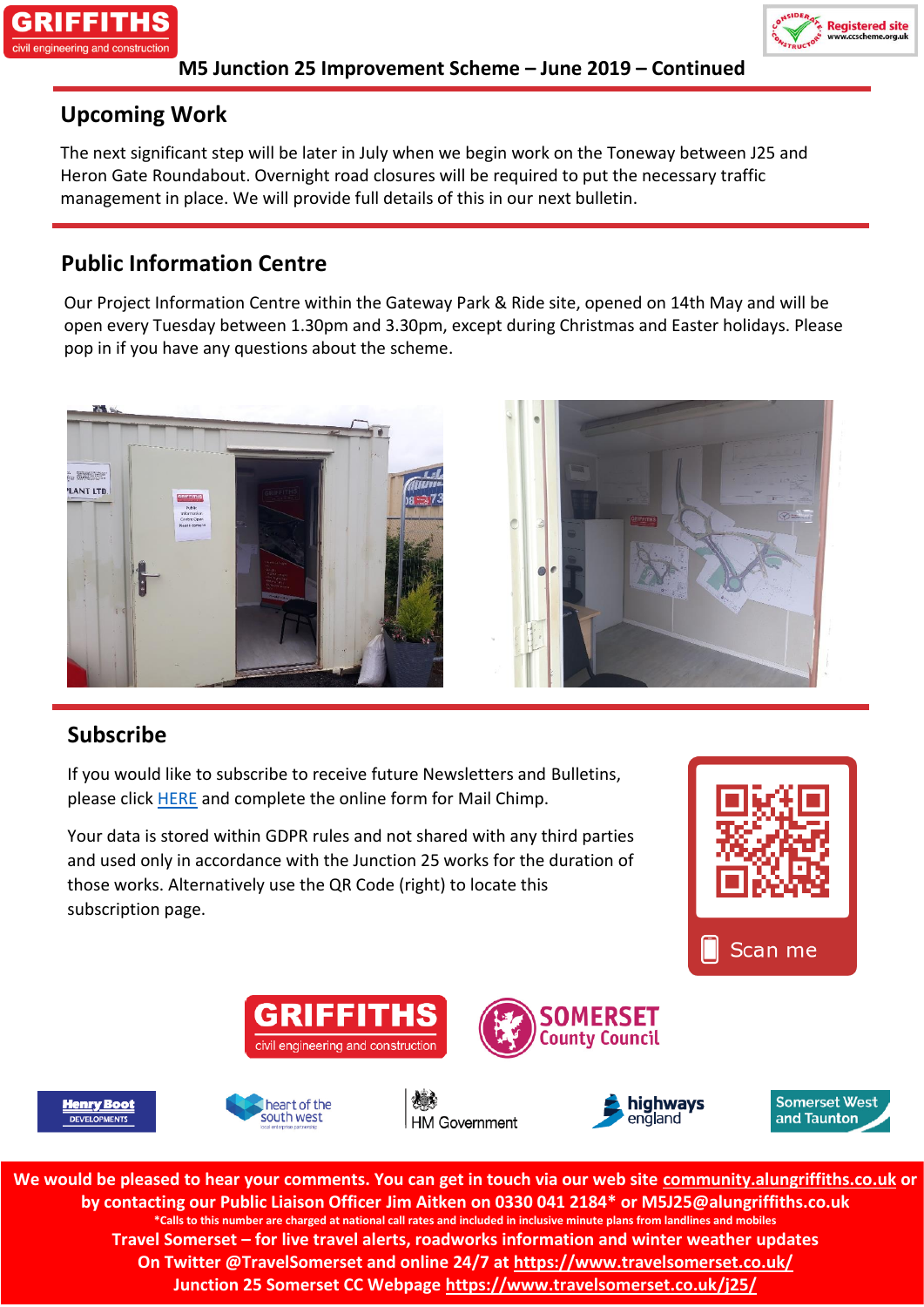**M5 Junction 25 Improvement Scheme – June 2019 – Continued**

## Upcoming Work

The next significant step will be later in July when we begin work on the Toneway between J25 and Heron Gate Roundabout. Overnight road closures will be required to put the necessary traffic management in place. We will provide full details of this in our next bulletin.

## Public Information Centre

Our Project Information Centre within the Gateway Park & Ride site, opened on 14th May and will be open every Tuesday between 1.30pm and 3.30pm, except during Christmas and Easter holidays. Please pop in if you have any questions about the scheme.

## Subscribe

If you would like to subscribe to receive future Newsletters and Bulletins, please click HERE and complete the online form for Mail Chimp.

Your data is stored within GDPR rules and not shared with any third parties and used only in accordance with the Junction 25 works for the duration of those works. Alternatively use the QR Code (right) to locate this subscription page.

Scan me

**We would be pleased to hear your comments. You can get in touch via our web site community.alungriffiths.co.uk or by contacting our Public Liaison Officer Jim Aitken on 0330 041 2184* or M5J25@alungriffiths.co.uk**

*Calls to this number are charged at national call rates and included in inclusive minute plans from landlines and mobiles

**Travel Somerset – for live travel alerts, roadworks information and winter weather updates**

**On Twitter @TravelSomerset and online 24/7 at https://www.travelsomerset.co.uk/**

**Junction 25 Somerset CC Webpage https://www.travelsomerset.co.uk/j25/**